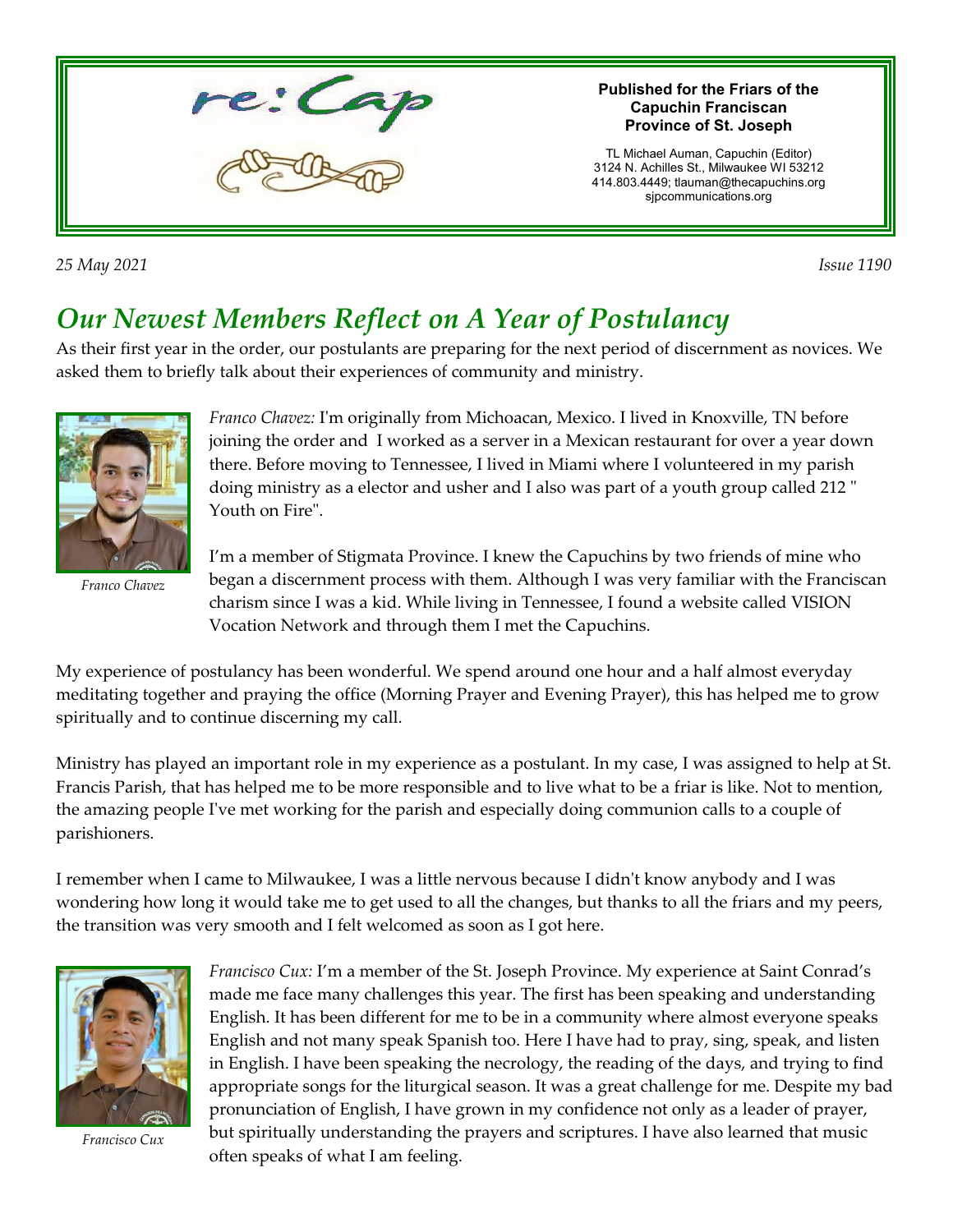re:Cap

**Published for the Friars of the Capuchin Franciscan Province of St. Joseph**

TL Michael Auman, Capuchin (Editor)
3124 N. Achilles St., Milwaukee WI 53212
414.803.4449; tlauman@thecapuchins.org
sjpcommunications.org

*25 May 2021* *Issue 1190*

# Our Newest Members Reflect on A Year of Postulancy

As their first year in the order, our postulants are preparing for the next period of discernment as novices. We asked them to briefly talk about their experiences of community and ministry.

*Franco Chavez*

*Franco Chavez:* I'm originally from Michoacan, Mexico. I lived in Knoxville, TN before joining the order and I worked as a server in a Mexican restaurant for over a year down there. Before moving to Tennessee, I lived in Miami where I volunteered in my parish doing ministry as a elector and usher and I also was part of a youth group called 212 " Youth on Fire".

I'm a member of Stigmata Province. I knew the Capuchins by two friends of mine who began a discernment process with them. Although I was very familiar with the Franciscan charism since I was a kid. While living in Tennessee, I found a website called VISION Vocation Network and through them I met the Capuchins.

My experience of postulancy has been wonderful. We spend around one hour and a half almost everyday meditating together and praying the office (Morning Prayer and Evening Prayer), this has helped me to grow spiritually and to continue discerning my call.

Ministry has played an important role in my experience as a postulant. In my case, I was assigned to help at St. Francis Parish, that has helped me to be more responsible and to live what to be a friar is like. Not to mention, the amazing people I've met working for the parish and especially doing communion calls to a couple of parishioners.

I remember when I came to Milwaukee, I was a little nervous because I didn't know anybody and I was wondering how long it would take me to get used to all the changes, but thanks to all the friars and my peers, the transition was very smooth and I felt welcomed as soon as I got here.

*Francisco Cux*

*Francisco Cux:* I'm a member of the St. Joseph Province. My experience at Saint Conrad's made me face many challenges this year. The first has been speaking and understanding English. It has been different for me to be in a community where almost everyone speaks English and not many speak Spanish too. Here I have had to pray, sing, speak, and listen in English. I have been speaking the necrology, the reading of the days, and trying to find appropriate songs for the liturgical season. It was a great challenge for me. Despite my bad pronunciation of English, I have grown in my confidence not only as a leader of prayer, but spiritually understanding the prayers and scriptures. I have also learned that music often speaks of what I am feeling.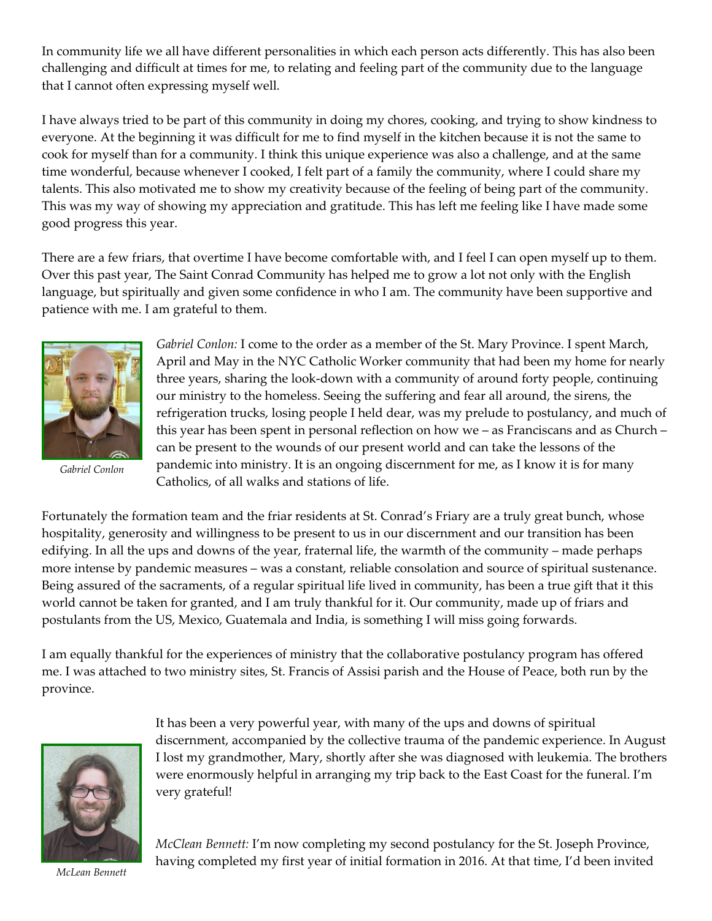In community life we all have different personalities in which each person acts differently. This has also been challenging and difficult at times for me, to relating and feeling part of the community due to the language that I cannot often expressing myself well.

I have always tried to be part of this community in doing my chores, cooking, and trying to show kindness to everyone. At the beginning it was difficult for me to find myself in the kitchen because it is not the same to cook for myself than for a community. I think this unique experience was also a challenge, and at the same time wonderful, because whenever I cooked, I felt part of a family the community, where I could share my talents. This also motivated me to show my creativity because of the feeling of being part of the community. This was my way of showing my appreciation and gratitude. This has left me feeling like I have made some good progress this year.

There are a few friars, that overtime I have become comfortable with, and I feel I can open myself up to them. Over this past year, The Saint Conrad Community has helped me to grow a lot not only with the English language, but spiritually and given some confidence in who I am. The community have been supportive and patience with me. I am grateful to them.

*Gabriel Conlon*

*Gabriel Conlon:* I come to the order as a member of the St. Mary Province. I spent March, April and May in the NYC Catholic Worker community that had been my home for nearly three years, sharing the look-down with a community of around forty people, continuing our ministry to the homeless. Seeing the suffering and fear all around, the sirens, the refrigeration trucks, losing people I held dear, was my prelude to postulancy, and much of this year has been spent in personal reflection on how we – as Franciscans and as Church – can be present to the wounds of our present world and can take the lessons of the pandemic into ministry. It is an ongoing discernment for me, as I know it is for many Catholics, of all walks and stations of life.

Fortunately the formation team and the friar residents at St. Conrad's Friary are a truly great bunch, whose hospitality, generosity and willingness to be present to us in our discernment and our transition has been edifying. In all the ups and downs of the year, fraternal life, the warmth of the community – made perhaps more intense by pandemic measures – was a constant, reliable consolation and source of spiritual sustenance. Being assured of the sacraments, of a regular spiritual life lived in community, has been a true gift that it this world cannot be taken for granted, and I am truly thankful for it. Our community, made up of friars and postulants from the US, Mexico, Guatemala and India, is something I will miss going forwards.

I am equally thankful for the experiences of ministry that the collaborative postulancy program has offered me. I was attached to two ministry sites, St. Francis of Assisi parish and the House of Peace, both run by the province.

It has been a very powerful year, with many of the ups and downs of spiritual discernment, accompanied by the collective trauma of the pandemic experience. In August I lost my grandmother, Mary, shortly after she was diagnosed with leukemia. The brothers were enormously helpful in arranging my trip back to the East Coast for the funeral. I'm very grateful!

*McLean Bennett*

*McClean Bennett:* I'm now completing my second postulancy for the St. Joseph Province, having completed my first year of initial formation in 2016. At that time, I'd been invited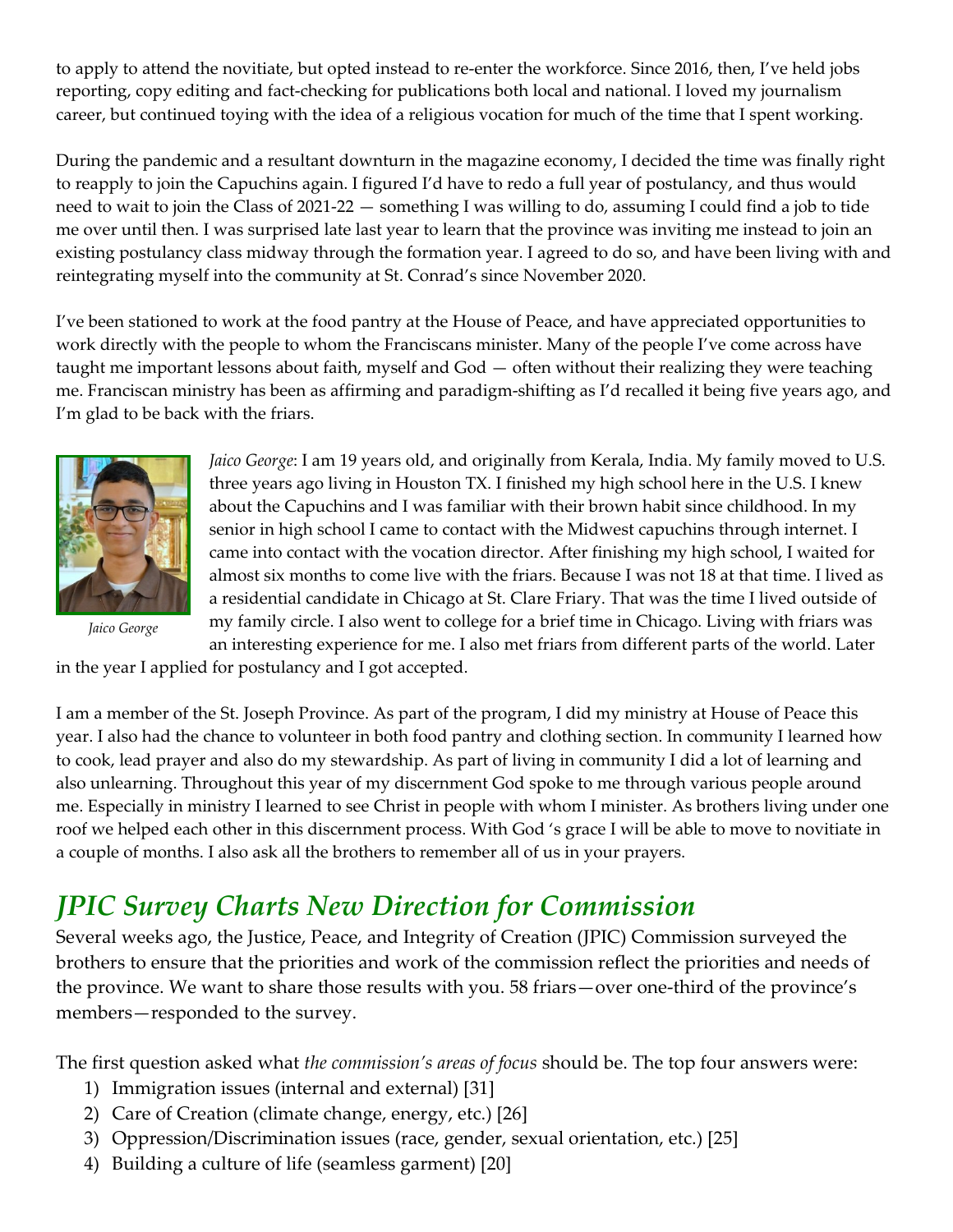to apply to attend the novitiate, but opted instead to re-enter the workforce. Since 2016, then, I've held jobs reporting, copy editing and fact-checking for publications both local and national. I loved my journalism career, but continued toying with the idea of a religious vocation for much of the time that I spent working.

During the pandemic and a resultant downturn in the magazine economy, I decided the time was finally right to reapply to join the Capuchins again. I figured I'd have to redo a full year of postulancy, and thus would need to wait to join the Class of 2021-22 — something I was willing to do, assuming I could find a job to tide me over until then. I was surprised late last year to learn that the province was inviting me instead to join an existing postulancy class midway through the formation year. I agreed to do so, and have been living with and reintegrating myself into the community at St. Conrad's since November 2020.

I've been stationed to work at the food pantry at the House of Peace, and have appreciated opportunities to work directly with the people to whom the Franciscans minister. Many of the people I've come across have taught me important lessons about faith, myself and God — often without their realizing they were teaching me. Franciscan ministry has been as affirming and paradigm-shifting as I'd recalled it being five years ago, and I'm glad to be back with the friars.

*Jaico George*

*Jaico George*: I am 19 years old, and originally from Kerala, India. My family moved to U.S. three years ago living in Houston TX. I finished my high school here in the U.S. I knew about the Capuchins and I was familiar with their brown habit since childhood. In my senior in high school I came to contact with the Midwest capuchins through internet. I came into contact with the vocation director. After finishing my high school, I waited for almost six months to come live with the friars. Because I was not 18 at that time. I lived as a residential candidate in Chicago at St. Clare Friary. That was the time I lived outside of my family circle. I also went to college for a brief time in Chicago. Living with friars was an interesting experience for me. I also met friars from different parts of the world. Later in the year I applied for postulancy and I got accepted.

I am a member of the St. Joseph Province. As part of the program, I did my ministry at House of Peace this year. I also had the chance to volunteer in both food pantry and clothing section. In community I learned how to cook, lead prayer and also do my stewardship. As part of living in community I did a lot of learning and also unlearning. Throughout this year of my discernment God spoke to me through various people around me. Especially in ministry I learned to see Christ in people with whom I minister. As brothers living under one roof we helped each other in this discernment process. With God 's grace I will be able to move to novitiate in a couple of months. I also ask all the brothers to remember all of us in your prayers.

## *JPIC Survey Charts New Direction for Commission*

Several weeks ago, the Justice, Peace, and Integrity of Creation (JPIC) Commission surveyed the brothers to ensure that the priorities and work of the commission reflect the priorities and needs of the province. We want to share those results with you. 58 friars—over one-third of the province's members—responded to the survey.

The first question asked what *the commission's areas of focus* should be. The top four answers were:

1) Immigration issues (internal and external) [31]
2) Care of Creation (climate change, energy, etc.) [26]
3) Oppression/Discrimination issues (race, gender, sexual orientation, etc.) [25]
4) Building a culture of life (seamless garment) [20]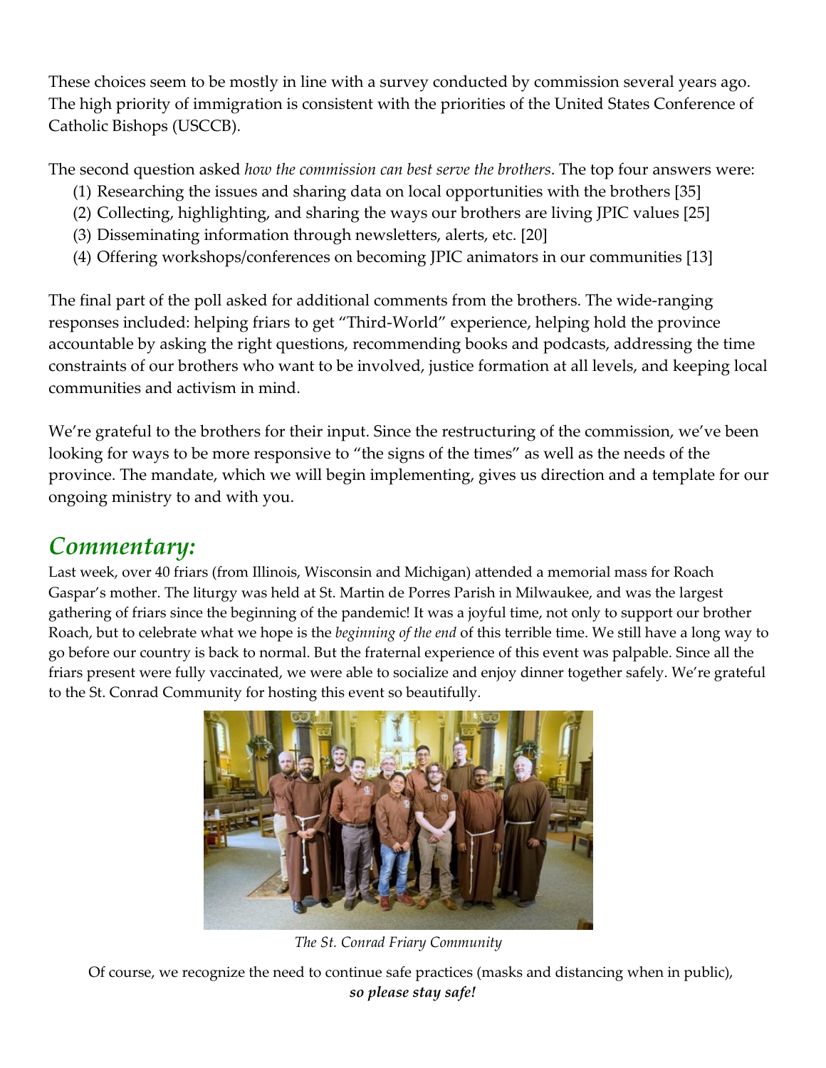These choices seem to be mostly in line with a survey conducted by commission several years ago. The high priority of immigration is consistent with the priorities of the United States Conference of Catholic Bishops (USCCB).

The second question asked *how the commission can best serve the brothers*. The top four answers were:

(1) Researching the issues and sharing data on local opportunities with the brothers [35]
(2) Collecting, highlighting, and sharing the ways our brothers are living JPIC values [25]
(3) Disseminating information through newsletters, alerts, etc. [20]
(4) Offering workshops/conferences on becoming JPIC animators in our communities [13]

The final part of the poll asked for additional comments from the brothers. The wide-ranging responses included: helping friars to get "Third-World" experience, helping hold the province accountable by asking the right questions, recommending books and podcasts, addressing the time constraints of our brothers who want to be involved, justice formation at all levels, and keeping local communities and activism in mind.

We're grateful to the brothers for their input. Since the restructuring of the commission, we've been looking for ways to be more responsive to "the signs of the times" as well as the needs of the province. The mandate, which we will begin implementing, gives us direction and a template for our ongoing ministry to and with you.

## *Commentary:*

Last week, over 40 friars (from Illinois, Wisconsin and Michigan) attended a memorial mass for Roach Gaspar's mother. The liturgy was held at St. Martin de Porres Parish in Milwaukee, and was the largest gathering of friars since the beginning of the pandemic! It was a joyful time, not only to support our brother Roach, but to celebrate what we hope is the *beginning of the end* of this terrible time. We still have a long way to go before our country is back to normal. But the fraternal experience of this event was palpable. Since all the friars present were fully vaccinated, we were able to socialize and enjoy dinner together safely. We're grateful to the St. Conrad Community for hosting this event so beautifully.

*The St. Conrad Friary Community*

Of course, we recognize the need to continue safe practices (masks and distancing when in public), ***so please stay safe!***